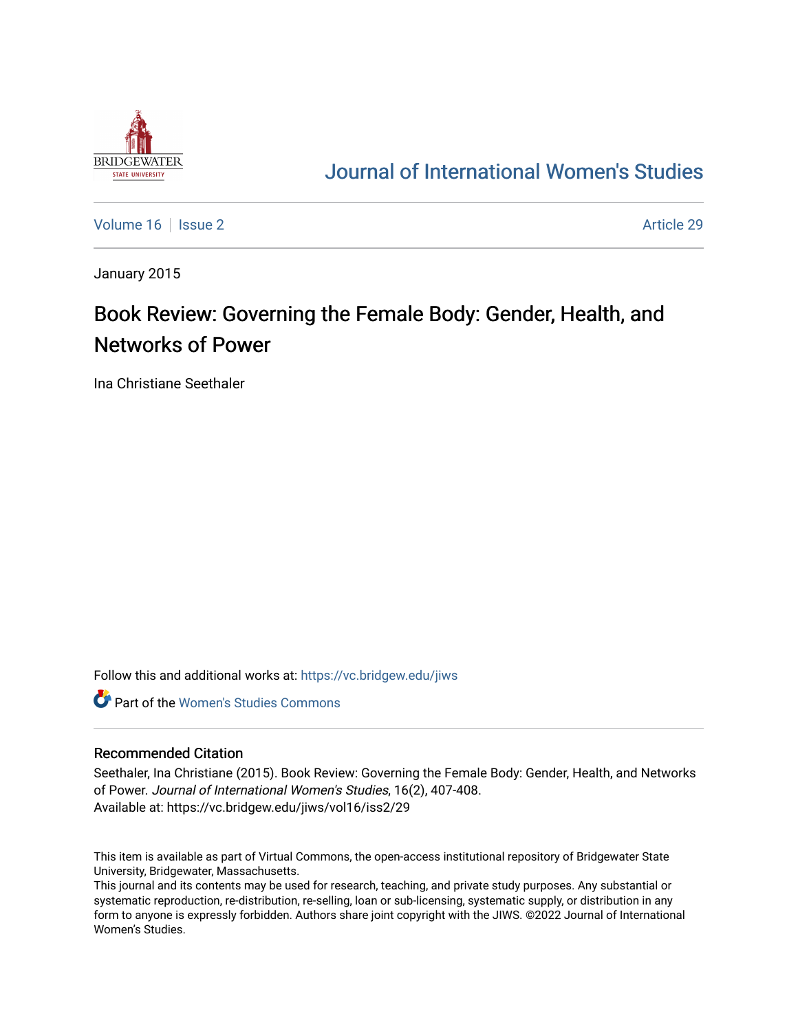# Journal of International Women's Studies

Volume 16 | Issue 2 | Article 29

January 2015

## Book Review: Governing the Female Body: Gender, Health, and Networks of Power

Ina Christiane Seethaler

Follow this and additional works at: https://vc.bridgew.edu/jiws

Part of the Women's Studies Commons

### Recommended Citation

Seethaler, Ina Christiane (2015). Book Review: Governing the Female Body: Gender, Health, and Networks of Power. *Journal of International Women's Studies*, 16(2), 407-408.
Available at: https://vc.bridgew.edu/jiws/vol16/iss2/29

This item is available as part of Virtual Commons, the open-access institutional repository of Bridgewater State University, Bridgewater, Massachusetts.
This journal and its contents may be used for research, teaching, and private study purposes. Any substantial or systematic reproduction, re-distribution, re-selling, loan or sub-licensing, systematic supply, or distribution in any form to anyone is expressly forbidden. Authors share joint copyright with the JIWS. ©2022 Journal of International Women's Studies.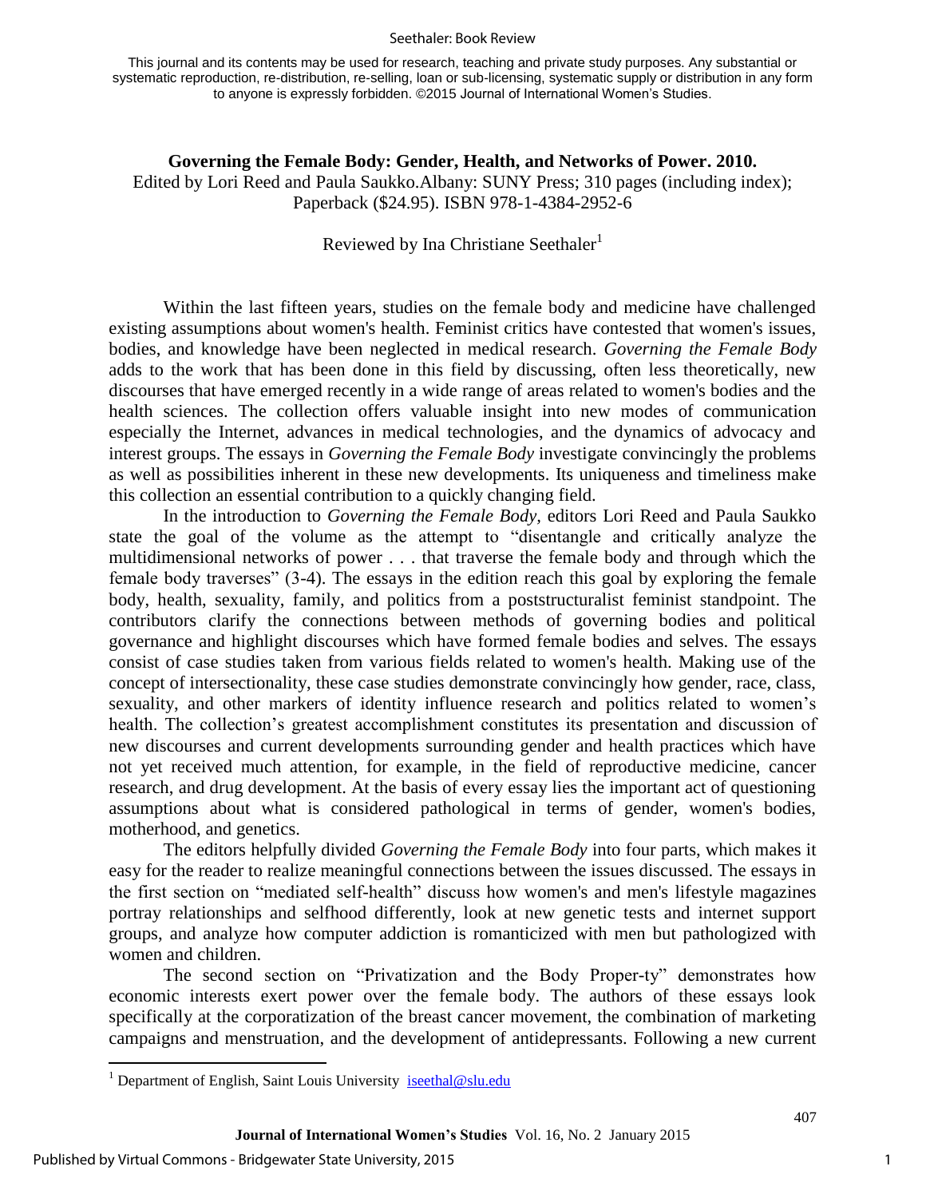This journal and its contents may be used for research, teaching and private study purposes. Any substantial or systematic reproduction, re-distribution, re-selling, loan or sub-licensing, systematic supply or distribution in any form to anyone is expressly forbidden. ©2015 Journal of International Women's Studies.

**Governing the Female Body: Gender, Health, and Networks of Power. 2010.**
Edited by Lori Reed and Paula Saukko.Albany: SUNY Press; 310 pages (including index); Paperback ($24.95). ISBN 978-1-4384-2952-6

Reviewed by Ina Christiane Seethaler[1]

Within the last fifteen years, studies on the female body and medicine have challenged existing assumptions about women's health. Feminist critics have contested that women's issues, bodies, and knowledge have been neglected in medical research. *Governing the Female Body* adds to the work that has been done in this field by discussing, often less theoretically, new discourses that have emerged recently in a wide range of areas related to women's bodies and the health sciences. The collection offers valuable insight into new modes of communication especially the Internet, advances in medical technologies, and the dynamics of advocacy and interest groups. The essays in *Governing the Female Body* investigate convincingly the problems as well as possibilities inherent in these new developments. Its uniqueness and timeliness make this collection an essential contribution to a quickly changing field.

In the introduction to *Governing the Female Body*, editors Lori Reed and Paula Saukko state the goal of the volume as the attempt to "disentangle and critically analyze the multidimensional networks of power . . . that traverse the female body and through which the female body traverses" (3-4). The essays in the edition reach this goal by exploring the female body, health, sexuality, family, and politics from a poststructuralist feminist standpoint. The contributors clarify the connections between methods of governing bodies and political governance and highlight discourses which have formed female bodies and selves. The essays consist of case studies taken from various fields related to women's health. Making use of the concept of intersectionality, these case studies demonstrate convincingly how gender, race, class, sexuality, and other markers of identity influence research and politics related to women's health. The collection's greatest accomplishment constitutes its presentation and discussion of new discourses and current developments surrounding gender and health practices which have not yet received much attention, for example, in the field of reproductive medicine, cancer research, and drug development. At the basis of every essay lies the important act of questioning assumptions about what is considered pathological in terms of gender, women's bodies, motherhood, and genetics.

The editors helpfully divided *Governing the Female Body* into four parts, which makes it easy for the reader to realize meaningful connections between the issues discussed. The essays in the first section on "mediated self-health" discuss how women's and men's lifestyle magazines portray relationships and selfhood differently, look at new genetic tests and internet support groups, and analyze how computer addiction is romanticized with men but pathologized with women and children.

The second section on "Privatization and the Body Proper-ty" demonstrates how economic interests exert power over the female body. The authors of these essays look specifically at the corporatization of the breast cancer movement, the combination of marketing campaigns and menstruation, and the development of antidepressants. Following a new current

[1] Department of English, Saint Louis University iseethal@slu.edu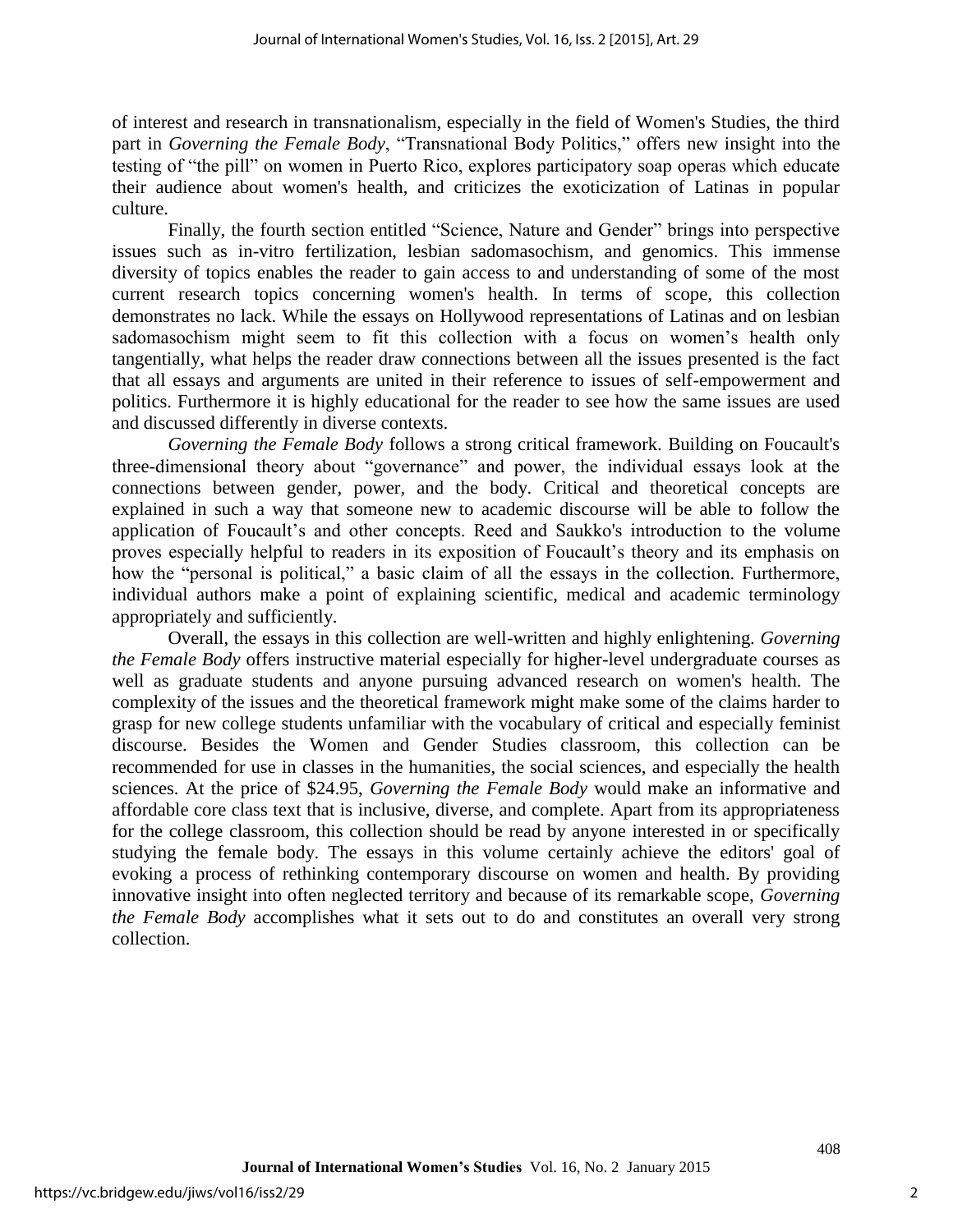of interest and research in transnationalism, especially in the field of Women's Studies, the third part in *Governing the Female Body*, "Transnational Body Politics," offers new insight into the testing of "the pill" on women in Puerto Rico, explores participatory soap operas which educate their audience about women's health, and criticizes the exoticization of Latinas in popular culture.

Finally, the fourth section entitled "Science, Nature and Gender" brings into perspective issues such as in-vitro fertilization, lesbian sadomasochism, and genomics. This immense diversity of topics enables the reader to gain access to and understanding of some of the most current research topics concerning women's health. In terms of scope, this collection demonstrates no lack. While the essays on Hollywood representations of Latinas and on lesbian sadomasochism might seem to fit this collection with a focus on women's health only tangentially, what helps the reader draw connections between all the issues presented is the fact that all essays and arguments are united in their reference to issues of self-empowerment and politics. Furthermore it is highly educational for the reader to see how the same issues are used and discussed differently in diverse contexts.

*Governing the Female Body* follows a strong critical framework. Building on Foucault's three-dimensional theory about "governance" and power, the individual essays look at the connections between gender, power, and the body. Critical and theoretical concepts are explained in such a way that someone new to academic discourse will be able to follow the application of Foucault's and other concepts. Reed and Saukko's introduction to the volume proves especially helpful to readers in its exposition of Foucault's theory and its emphasis on how the "personal is political," a basic claim of all the essays in the collection. Furthermore, individual authors make a point of explaining scientific, medical and academic terminology appropriately and sufficiently.

Overall, the essays in this collection are well-written and highly enlightening. *Governing the Female Body* offers instructive material especially for higher-level undergraduate courses as well as graduate students and anyone pursuing advanced research on women's health. The complexity of the issues and the theoretical framework might make some of the claims harder to grasp for new college students unfamiliar with the vocabulary of critical and especially feminist discourse. Besides the Women and Gender Studies classroom, this collection can be recommended for use in classes in the humanities, the social sciences, and especially the health sciences. At the price of $24.95, *Governing the Female Body* would make an informative and affordable core class text that is inclusive, diverse, and complete. Apart from its appropriateness for the college classroom, this collection should be read by anyone interested in or specifically studying the female body. The essays in this volume certainly achieve the editors' goal of evoking a process of rethinking contemporary discourse on women and health. By providing innovative insight into often neglected territory and because of its remarkable scope, *Governing the Female Body* accomplishes what it sets out to do and constitutes an overall very strong collection.